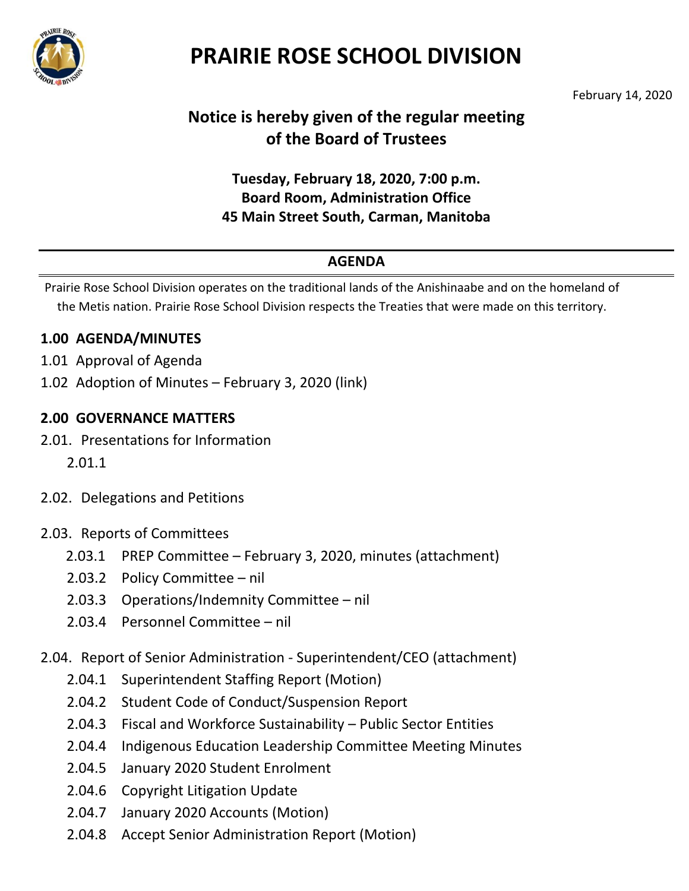# PRAIRIE ROSE SCHOOL DIVISION

February 14, 2020

## Notice is hereby given of the regular meeting of the Board of Trustees

**Tuesday, February 18, 2020, 7:00 p.m.**
**Board Room, Administration Office**
**45 Main Street South, Carman, Manitoba**

---

**AGENDA**

Prairie Rose School Division operates on the traditional lands of the Anishinaabe and on the homeland of the Metis nation. Prairie Rose School Division respects the Treaties that were made on this territory.

### 1.00 AGENDA/MINUTES

1.01 Approval of Agenda
1.02 Adoption of Minutes – February 3, 2020 (link)

### 2.00 GOVERNANCE MATTERS

2.01. Presentations for Information
- 2.01.1

2.02. Delegations and Petitions

2.03. Reports of Committees
- 2.03.1 PREP Committee – February 3, 2020, minutes (attachment)
- 2.03.2 Policy Committee – nil
- 2.03.3 Operations/Indemnity Committee – nil
- 2.03.4 Personnel Committee – nil

2.04. Report of Senior Administration - Superintendent/CEO (attachment)
- 2.04.1 Superintendent Staffing Report (Motion)
- 2.04.2 Student Code of Conduct/Suspension Report
- 2.04.3 Fiscal and Workforce Sustainability – Public Sector Entities
- 2.04.4 Indigenous Education Leadership Committee Meeting Minutes
- 2.04.5 January 2020 Student Enrolment
- 2.04.6 Copyright Litigation Update
- 2.04.7 January 2020 Accounts (Motion)
- 2.04.8 Accept Senior Administration Report (Motion)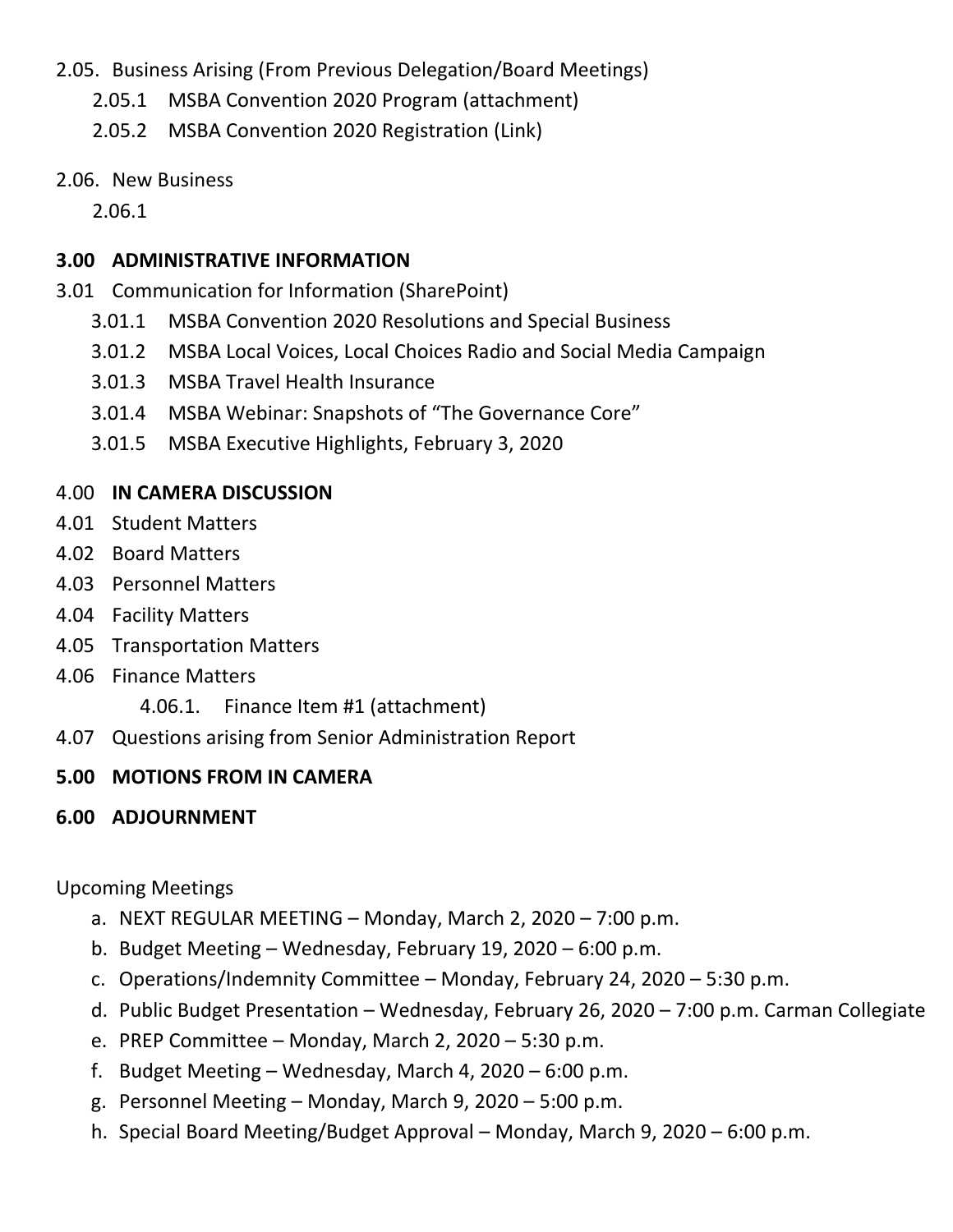2.05. Business Arising (From Previous Delegation/Board Meetings)

- 2.05.1 MSBA Convention 2020 Program (attachment)
- 2.05.2 MSBA Convention 2020 Registration (Link)

2.06. New Business

- 2.06.1

**3.00 ADMINISTRATIVE INFORMATION**

3.01 Communication for Information (SharePoint)

- 3.01.1 MSBA Convention 2020 Resolutions and Special Business
- 3.01.2 MSBA Local Voices, Local Choices Radio and Social Media Campaign
- 3.01.3 MSBA Travel Health Insurance
- 3.01.4 MSBA Webinar: Snapshots of "The Governance Core"
- 3.01.5 MSBA Executive Highlights, February 3, 2020

4.00 **IN CAMERA DISCUSSION**

4.01 Student Matters

4.02 Board Matters

4.03 Personnel Matters

4.04 Facility Matters

4.05 Transportation Matters

4.06 Finance Matters

- 4.06.1. Finance Item #1 (attachment)

4.07 Questions arising from Senior Administration Report

**5.00 MOTIONS FROM IN CAMERA**

**6.00 ADJOURNMENT**

Upcoming Meetings

a. NEXT REGULAR MEETING – Monday, March 2, 2020 – 7:00 p.m.
b. Budget Meeting – Wednesday, February 19, 2020 – 6:00 p.m.
c. Operations/Indemnity Committee – Monday, February 24, 2020 – 5:30 p.m.
d. Public Budget Presentation – Wednesday, February 26, 2020 – 7:00 p.m. Carman Collegiate
e. PREP Committee – Monday, March 2, 2020 – 5:30 p.m.
f. Budget Meeting – Wednesday, March 4, 2020 – 6:00 p.m.
g. Personnel Meeting – Monday, March 9, 2020 – 5:00 p.m.
h. Special Board Meeting/Budget Approval – Monday, March 9, 2020 – 6:00 p.m.